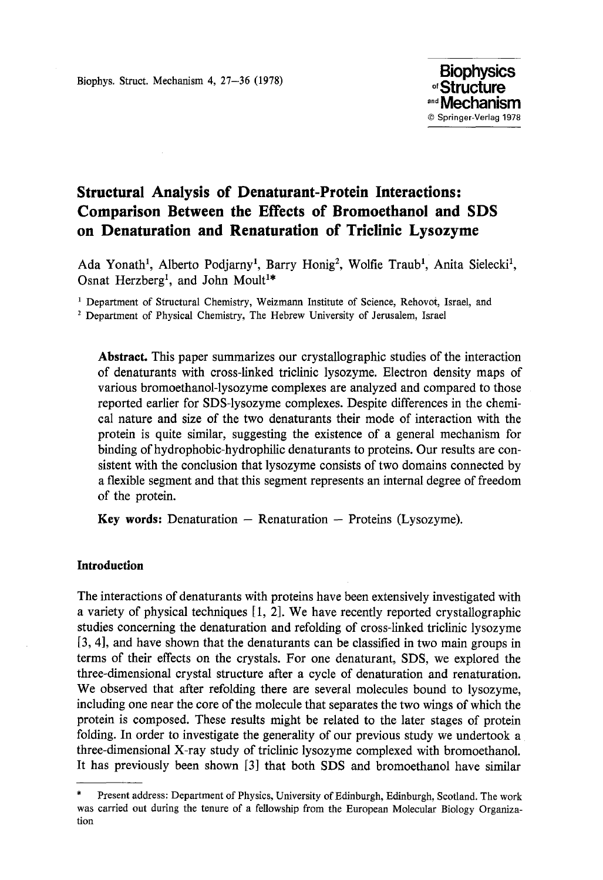# Structural Analysis of Denaturant-Protein Interactions: Comparison Between the Effects of Bromoethanol and SDS on Denaturation and Renaturation of Triclinic Lysozyme

Ada Yonath[1], Alberto Podjarny[1], Barry Honig[2], Wolfie Traub[1], Anita Sielecki[1], Osnat Herzberg[1], and John Moult[1]*

[1] Department of Structural Chemistry, Weizmann Institute of Science, Rehovot, Israel, and
[2] Department of Physical Chemistry, The Hebrew University of Jerusalem, Israel

**Abstract.** This paper summarizes our crystallographic studies of the interaction of denaturants with cross-linked triclinic lysozyme. Electron density maps of various bromoethanol-lysozyme complexes are analyzed and compared to those reported earlier for SDS-lysozyme complexes. Despite differences in the chemical nature and size of the two denaturants their mode of interaction with the protein is quite similar, suggesting the existence of a general mechanism for binding of hydrophobic-hydrophilic denaturants to proteins. Our results are consistent with the conclusion that lysozyme consists of two domains connected by a flexible segment and that this segment represents an internal degree of freedom of the protein.

**Key words:** Denaturation — Renaturation — Proteins (Lysozyme).

## Introduction

The interactions of denaturants with proteins have been extensively investigated with a variety of physical techniques [1, 2]. We have recently reported crystallographic studies concerning the denaturation and refolding of cross-linked triclinic lysozyme [3, 4], and have shown that the denaturants can be classified in two main groups in terms of their effects on the crystals. For one denaturant, SDS, we explored the three-dimensional crystal structure after a cycle of denaturation and renaturation. We observed that after refolding there are several molecules bound to lysozyme, including one near the core of the molecule that separates the two wings of which the protein is composed. These results might be related to the later stages of protein folding. In order to investigate the generality of our previous study we undertook a three-dimensional X-ray study of triclinic lysozyme complexed with bromoethanol. It has previously been shown [3] that both SDS and bromoethanol have similar

\* Present address: Department of Physics, University of Edinburgh, Edinburgh, Scotland. The work was carried out during the tenure of a fellowship from the European Molecular Biology Organization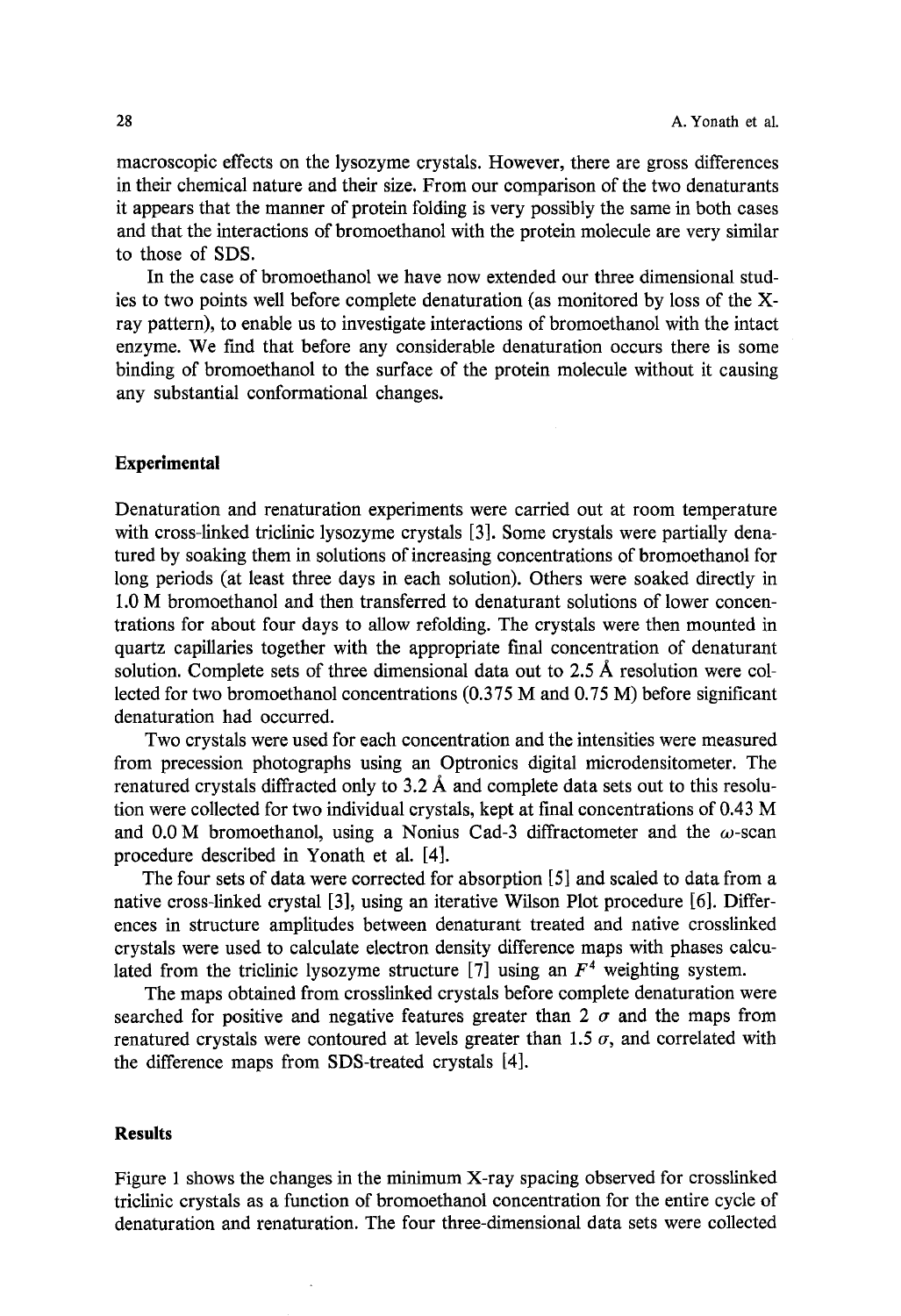macroscopic effects on the lysozyme crystals. However, there are gross differences in their chemical nature and their size. From our comparison of the two denaturants it appears that the manner of protein folding is very possibly the same in both cases and that the interactions of bromoethanol with the protein molecule are very similar to those of SDS.

In the case of bromoethanol we have now extended our three dimensional studies to two points well before complete denaturation (as monitored by loss of the X-ray pattern), to enable us to investigate interactions of bromoethanol with the intact enzyme. We find that before any considerable denaturation occurs there is some binding of bromoethanol to the surface of the protein molecule without it causing any substantial conformational changes.

## Experimental

Denaturation and renaturation experiments were carried out at room temperature with cross-linked triclinic lysozyme crystals [3]. Some crystals were partially denatured by soaking them in solutions of increasing concentrations of bromoethanol for long periods (at least three days in each solution). Others were soaked directly in 1.0 M bromoethanol and then transferred to denaturant solutions of lower concentrations for about four days to allow refolding. The crystals were then mounted in quartz capillaries together with the appropriate final concentration of denaturant solution. Complete sets of three dimensional data out to 2.5 Å resolution were collected for two bromoethanol concentrations (0.375 M and 0.75 M) before significant denaturation had occurred.

Two crystals were used for each concentration and the intensities were measured from precession photographs using an Optronics digital microdensitometer. The renatured crystals diffracted only to 3.2 Å and complete data sets out to this resolution were collected for two individual crystals, kept at final concentrations of 0.43 M and 0.0 M bromoethanol, using a Nonius Cad-3 diffractometer and the $\omega$-scan procedure described in Yonath et al. [4].

The four sets of data were corrected for absorption [5] and scaled to data from a native cross-linked crystal [3], using an iterative Wilson Plot procedure [6]. Differences in structure amplitudes between denaturant treated and native crosslinked crystals were used to calculate electron density difference maps with phases calculated from the triclinic lysozyme structure [7] using an $F^4$ weighting system.

The maps obtained from crosslinked crystals before complete denaturation were searched for positive and negative features greater than 2 $\sigma$ and the maps from renatured crystals were contoured at levels greater than 1.5 $\sigma$, and correlated with the difference maps from SDS-treated crystals [4].

## Results

Figure 1 shows the changes in the minimum X-ray spacing observed for crosslinked triclinic crystals as a function of bromoethanol concentration for the entire cycle of denaturation and renaturation. The four three-dimensional data sets were collected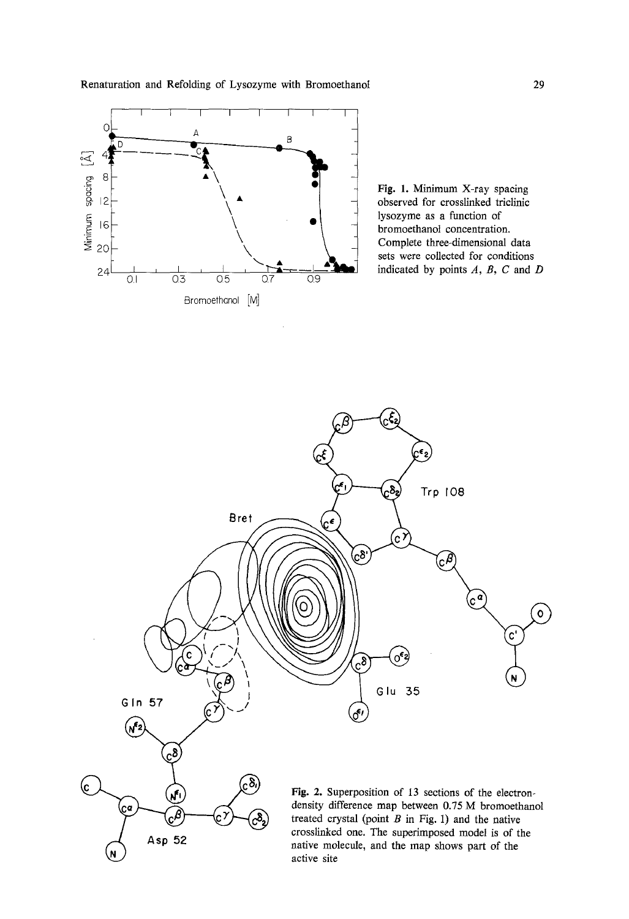**Fig. 1.** Minimum X-ray spacing observed for crosslinked triclinic lysozyme as a function of bromoethanol concentration. Complete three-dimensional data sets were collected for conditions indicated by points *A*, *B*, *C* and *D*

**Fig. 2.** Superposition of 13 sections of the electron-density difference map between 0.75 M bromoethanol treated crystal (point *B* in Fig. 1) and the native crosslinked one. The superimposed model is of the native molecule, and the map shows part of the active site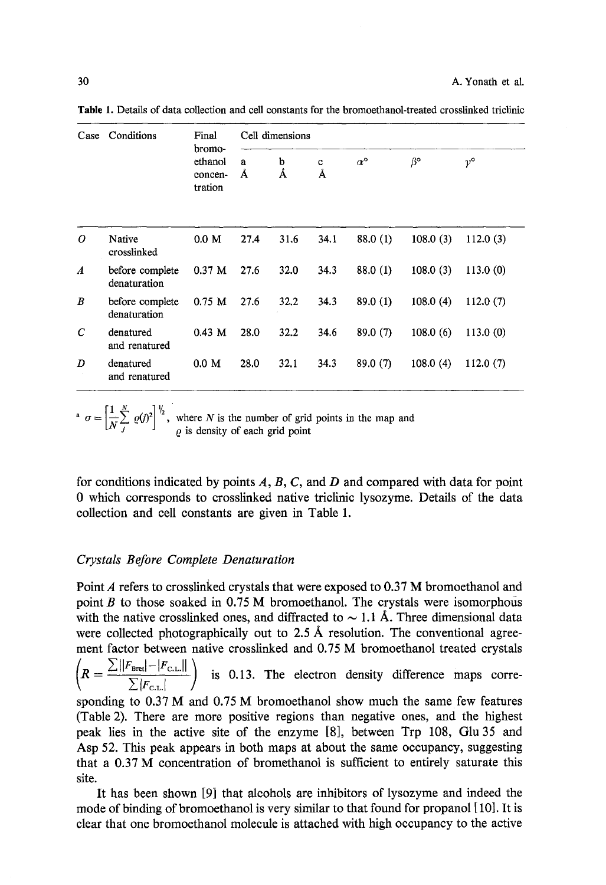**Table 1.** Details of data collection and cell constants for the bromoethanol-treated crosslinked triclinic

| Case | Conditions | Final bromo-ethanol concen-tration | Cell dimensions | | | | | |
|---|---|---|---|---|---|---|---|---|
| | | | a Å | b Å | c Å | α° | β° | γ° |
| *O* | Native crosslinked | 0.0 M | 27.4 | 31.6 | 34.1 | 88.0 (1) | 108.0 (3) | 112.0 (3) |
| *A* | before complete denaturation | 0.37 M | 27.6 | 32.0 | 34.3 | 88.0 (1) | 108.0 (3) | 113.0 (0) |
| *B* | before complete denaturation | 0.75 M | 27.6 | 32.2 | 34.3 | 89.0 (1) | 108.0 (4) | 112.0 (7) |
| *C* | denatured and renatured | 0.43 M | 28.0 | 32.2 | 34.6 | 89.0 (7) | 108.0 (6) | 113.0 (0) |
| *D* | denatured and renatured | 0.0 M | 28.0 | 32.1 | 34.3 | 89.0 (7) | 108.0 (4) | 112.0 (7) |

[a] $\sigma = \left[\frac{1}{N}\sum_{j}^{N} \varrho(j)^2\right]^{1/2}$, where $N$ is the number of grid points in the map and $\varrho$ is density of each grid point

for conditions indicated by points *A*, *B*, *C*, and *D* and compared with data for point 0 which corresponds to crosslinked native triclinic lysozyme. Details of the data collection and cell constants are given in Table 1.

### *Crystals Before Complete Denaturation*

Point *A* refers to crosslinked crystals that were exposed to 0.37 M bromoethanol and point *B* to those soaked in 0.75 M bromoethanol. The crystals were isomorphous with the native crosslinked ones, and diffracted to ~ 1.1 Å. Three dimensional data were collected photographically out to 2.5 Å resolution. The conventional agreement factor between native crosslinked and 0.75 M bromoethanol treated crystals $\left(R = \frac{\sum \left||F_{\text{Bret}}| - |F_{\text{C.L.}}|\right|}{\sum |F_{\text{C.L.}}|}\right)$ is 0.13. The electron density difference maps corresponding to 0.37 M and 0.75 M bromoethanol show much the same few features (Table 2). There are more positive regions than negative ones, and the highest peak lies in the active site of the enzyme [8], between Trp 108, Glu 35 and Asp 52. This peak appears in both maps at about the same occupancy, suggesting that a 0.37 M concentration of bromethanol is sufficient to entirely saturate this site.

It has been shown [9] that alcohols are inhibitors of lysozyme and indeed the mode of binding of bromoethanol is very similar to that found for propanol [10]. It is clear that one bromoethanol molecule is attached with high occupancy to the active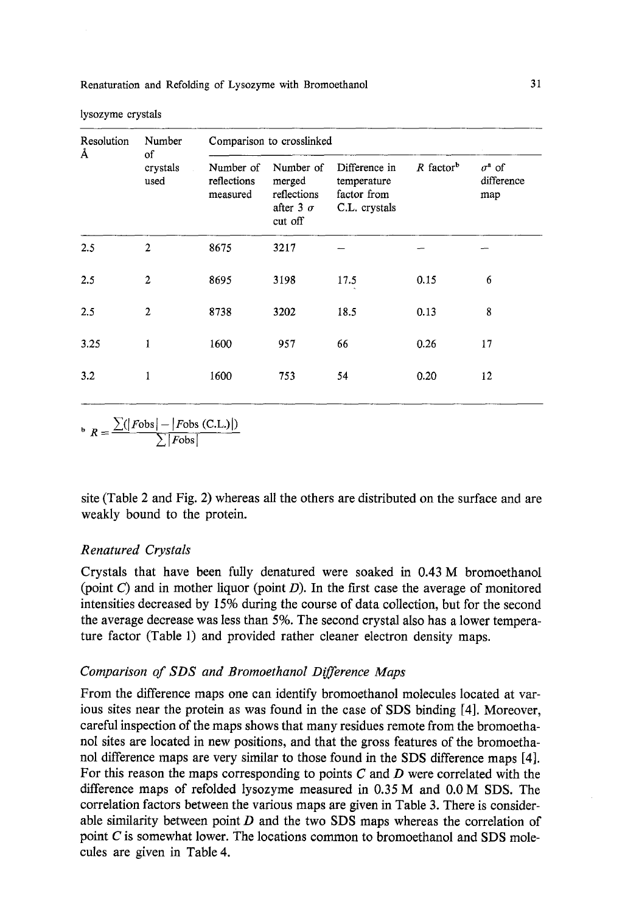lysozyme crystals

| Resolution Å | Number of crystals used | Comparison to crosslinked | | | | |
|---|---|---|---|---|---|---|
| | | Number of reflections measured | Number of merged reflections after 3 $\sigma$ cut off | Difference in temperature factor from C.L. crystals | $R$ factor[b] | $\sigma^a$ of difference map |
| 2.5 | 2 | 8675 | 3217 | – | – | – |
| 2.5 | 2 | 8695 | 3198 | 17.5 | 0.15 | 6 |
| 2.5 | 2 | 8738 | 3202 | 18.5 | 0.13 | 8 |
| 3.25 | 1 | 1600 | 957 | 66 | 0.26 | 17 |
| 3.2 | 1 | 1600 | 753 | 54 | 0.20 | 12 |

[b] $R = \dfrac{\sum(|Fobs| - |Fobs\ (C.L.)|)}{\sum |Fobs|}$

site (Table 2 and Fig. 2) whereas all the others are distributed on the surface and are weakly bound to the protein.

### *Renatured Crystals*

Crystals that have been fully denatured were soaked in 0.43 M bromoethanol (point *C*) and in mother liquor (point *D*). In the first case the average of monitored intensities decreased by 15% during the course of data collection, but for the second the average decrease was less than 5%. The second crystal also has a lower temperature factor (Table 1) and provided rather cleaner electron density maps.

### *Comparison of SDS and Bromoethanol Difference Maps*

From the difference maps one can identify bromoethanol molecules located at various sites near the protein as was found in the case of SDS binding [4]. Moreover, careful inspection of the maps shows that many residues remote from the bromoethanol sites are located in new positions, and that the gross features of the bromoethanol difference maps are very similar to those found in the SDS difference maps [4]. For this reason the maps corresponding to points *C* and *D* were correlated with the difference maps of refolded lysozyme measured in 0.35 M and 0.0 M SDS. The correlation factors between the various maps are given in Table 3. There is considerable similarity between point *D* and the two SDS maps whereas the correlation of point *C* is somewhat lower. The locations common to bromoethanol and SDS molecules are given in Table 4.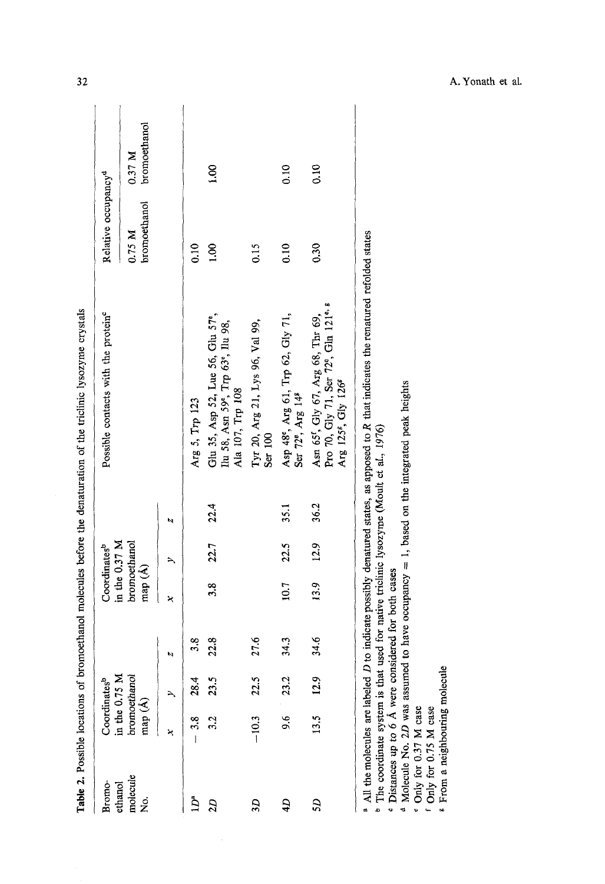**Table 2.** Possible locations of bromoethanol molecules before the denaturation of the triclinic lysozyme crystals

| Bromo-ethanol molecule No. | Coordinates[b] in the 0.75 M bromoethanol map (Å) | | | Coordinates[b] in the 0.37 M bromoethanol map (Å) | | | Possible contacts with the protein[c] | Relative occupancy[d] | |
|---|---|---|---|---|---|---|---|---|---|
| | $x$ | $y$ | $z$ | $x$ | $y$ | $z$ | | 0.75 $M$ bromoethanol | 0.37 $M$ bromoethanol |
| 1$D$[a] | −3.8 | 28.4 | 3.8 | | | | Arg 5, Trp 123 | 0.10 | |
| 2$D$ | 3.2 | 23.5 | 22.8 | 3.8 | 22.7 | 22.4 | Glu 35, Asp 52, Lue 56, Glu 57[e], Ilu 58, Asn 59[e], Trp 63[e], Ilu 98, Ala 107, Trp 108 | 1.00 | 1.00 |
| 3$D$ | −10.3 | 22.5 | 27.6 | | | | Tyr 20, Arg 21, Lys 96, Val 99, Ser 100 | 0.15 | |
| 4$D$ | 9.6 | 23.2 | 34.3 | 10.7 | 22.5 | 35.1 | Asp 48[e], Arg 61, Trp 62, Gly 71, Ser 72[e], Arg 14[g] | 0.10 | 0.10 |
| 5$D$ | 13.5 | 12.9 | 34.6 | 13.9 | 12.9 | 36.2 | Asn 65[f], Gly 67, Arg 68, Thr 69, Pro 70, Gly 71, Ser 72[e], Gln 121[e, g] Arg 125[g], Gly 126[g] | 0.30 | 0.10 |

[a] All the molecules are labeled $D$ to indicate possibly denatured states, as apposed to $R$ that indicates the renatured refolded states
[b] The coordinate system is that used for native triclinic lysozyme (Moult et al., 1976)
[c] Distances up to 6 Å were considered for both cases
[d] Molecule No. 2$D$ was assumed to have occupancy = 1, based on the integrated peak heights
[e] Only for 0.37 M case
[f] Only for 0.75 M case
[g] From a neighbouring molecule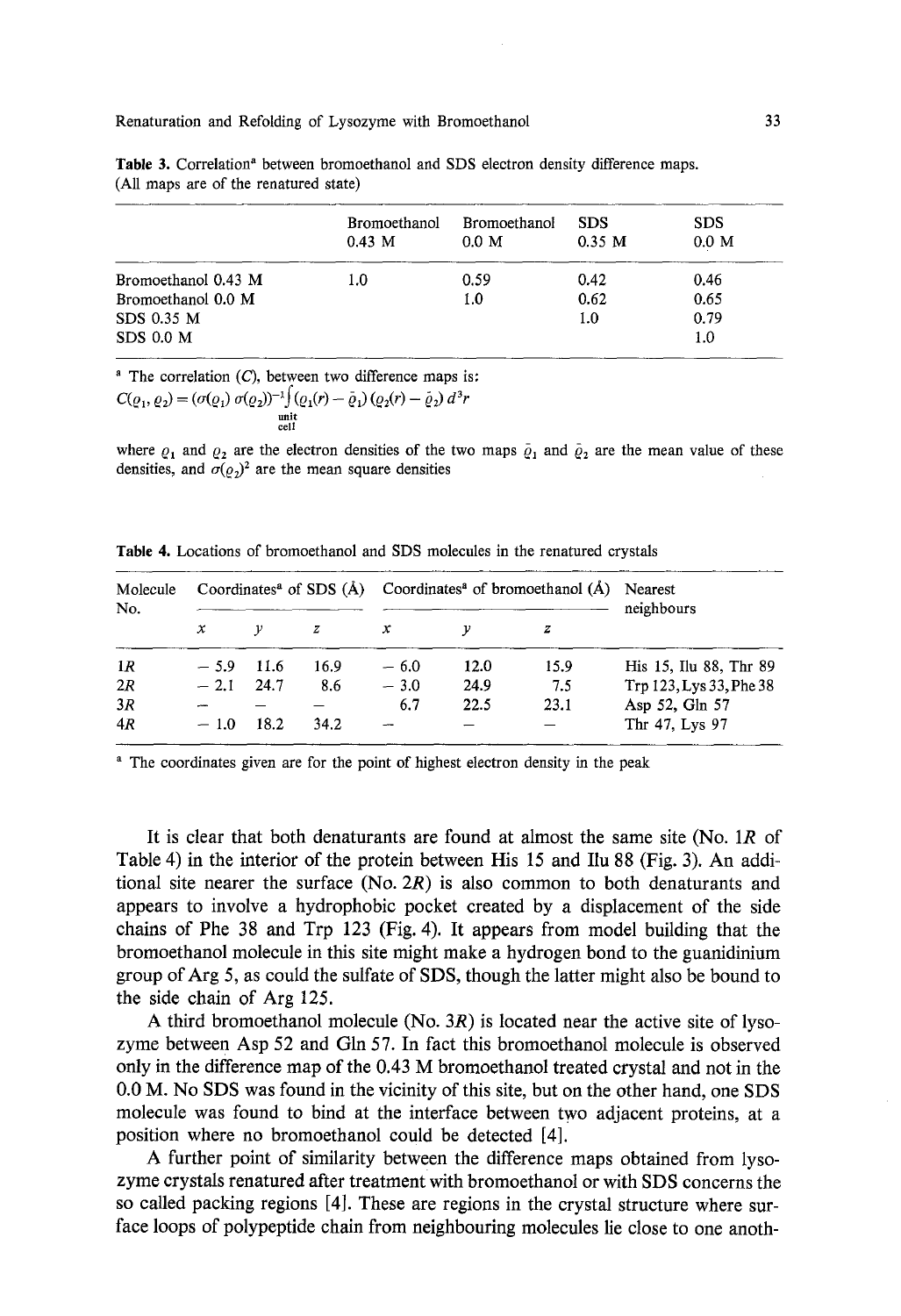**Table 3.** Correlation[a] between bromoethanol and SDS electron density difference maps. (All maps are of the renatured state)

| | Bromoethanol 0.43 M | Bromoethanol 0.0 M | SDS 0.35 M | SDS 0.0 M |
|---|---|---|---|---|
| Bromoethanol 0.43 M | 1.0 | 0.59 | 0.42 | 0.46 |
| Bromoethanol 0.0 M | | 1.0 | 0.62 | 0.65 |
| SDS 0.35 M | | | 1.0 | 0.79 |
| SDS 0.0 M | | | | 1.0 |

[a] The correlation ($C$), between two difference maps is:

$$C(\varrho_1, \varrho_2) = (\sigma(\varrho_1)\,\sigma(\varrho_2))^{-1} \int_{\substack{\text{unit}\\\text{cell}}} (\varrho_1(r) - \bar{\varrho}_1)(\varrho_2(r) - \bar{\varrho}_2)\, d^3r$$

where $\varrho_1$ and $\varrho_2$ are the electron densities of the two maps $\bar{\varrho}_1$ and $\bar{\varrho}_2$ are the mean value of these densities, and $\sigma(\varrho_2)^2$ are the mean square densities

**Table 4.** Locations of bromoethanol and SDS molecules in the renatured crystals

| Molecule No. | Coordinates[a] of SDS (Å) | | | Coordinates[a] of bromoethanol (Å) | | | Nearest neighbours |
|---|---|---|---|---|---|---|---|
| | $x$ | $y$ | $z$ | $x$ | $y$ | $z$ | |
| 1$R$ | −5.9 | 11.6 | 16.9 | −6.0 | 12.0 | 15.9 | His 15, Ilu 88, Thr 89 |
| 2$R$ | −2.1 | 24.7 | 8.6 | −3.0 | 24.9 | 7.5 | Trp 123, Lys 33, Phe 38 |
| 3$R$ | – | – | – | 6.7 | 22.5 | 23.1 | Asp 52, Gln 57 |
| 4$R$ | −1.0 | 18.2 | 34.2 | – | – | – | Thr 47, Lys 97 |

[a] The coordinates given are for the point of highest electron density in the peak

It is clear that both denaturants are found at almost the same site (No. 1$R$ of Table 4) in the interior of the protein between His 15 and Ilu 88 (Fig. 3). An additional site nearer the surface (No. 2$R$) is also common to both denaturants and appears to involve a hydrophobic pocket created by a displacement of the side chains of Phe 38 and Trp 123 (Fig. 4). It appears from model building that the bromoethanol molecule in this site might make a hydrogen bond to the guanidinium group of Arg 5, as could the sulfate of SDS, though the latter might also be bound to the side chain of Arg 125.

A third bromoethanol molecule (No. 3$R$) is located near the active site of lysozyme between Asp 52 and Gln 57. In fact this bromoethanol molecule is observed only in the difference map of the 0.43 M bromoethanol treated crystal and not in the 0.0 M. No SDS was found in the vicinity of this site, but on the other hand, one SDS molecule was found to bind at the interface between two adjacent proteins, at a position where no bromoethanol could be detected [4].

A further point of similarity between the difference maps obtained from lysozyme crystals renatured after treatment with bromoethanol or with SDS concerns the so called packing regions [4]. These are regions in the crystal structure where surface loops of polypeptide chain from neighbouring molecules lie close to one anoth-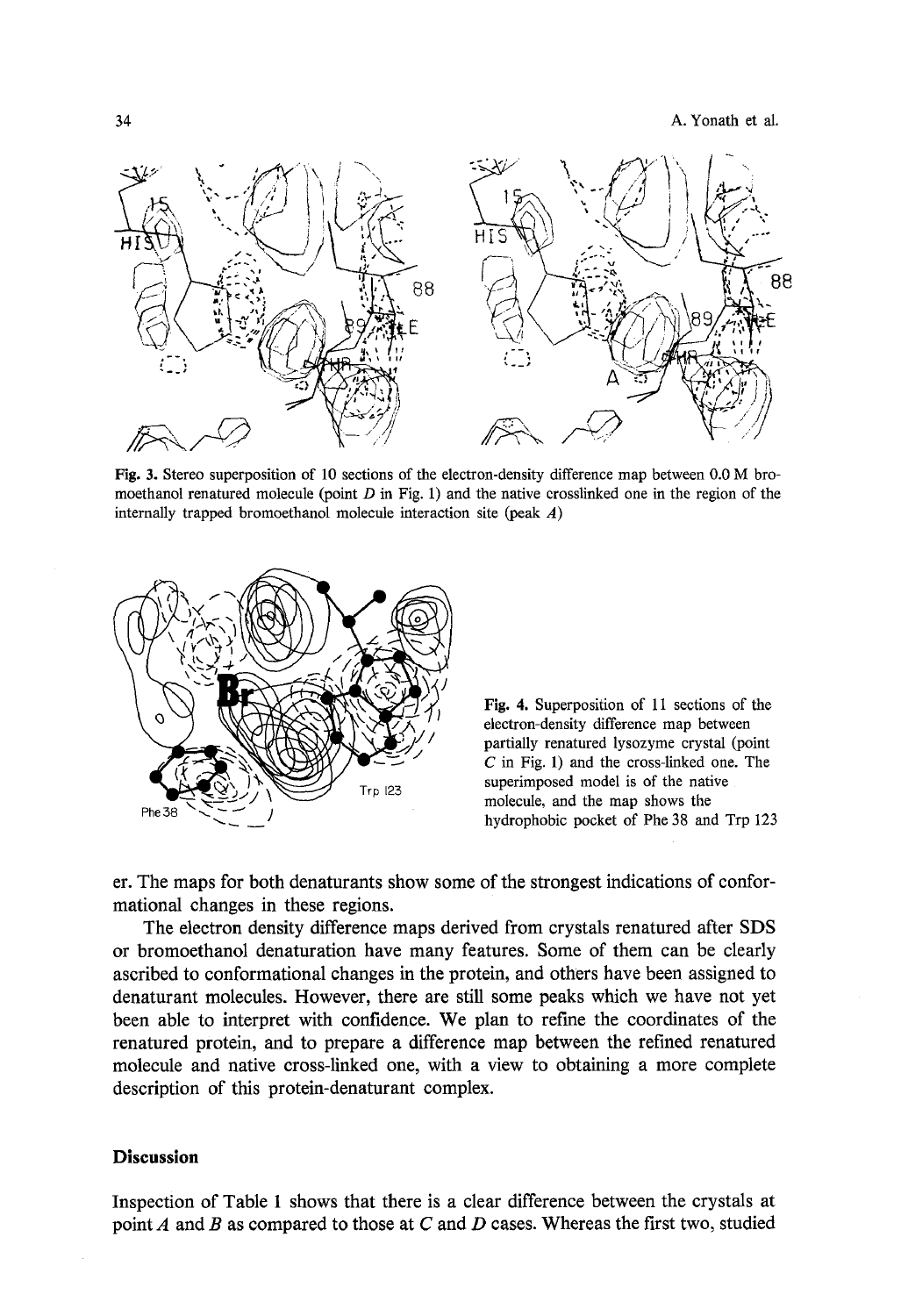**Fig. 3.** Stereo superposition of 10 sections of the electron-density difference map between 0.0 M bromoethanol renatured molecule (point *D* in Fig. 1) and the native crosslinked one in the region of the internally trapped bromoethanol molecule interaction site (peak *A*)

**Fig. 4.** Superposition of 11 sections of the electron-density difference map between partially renatured lysozyme crystal (point *C* in Fig. 1) and the cross-linked one. The superimposed model is of the native molecule, and the map shows the hydrophobic pocket of Phe 38 and Trp 123

er. The maps for both denaturants show some of the strongest indications of conformational changes in these regions.

The electron density difference maps derived from crystals renatured after SDS or bromoethanol denaturation have many features. Some of them can be clearly ascribed to conformational changes in the protein, and others have been assigned to denaturant molecules. However, there are still some peaks which we have not yet been able to interpret with confidence. We plan to refine the coordinates of the renatured protein, and to prepare a difference map between the refined renatured molecule and native cross-linked one, with a view to obtaining a more complete description of this protein-denaturant complex.

## Discussion

Inspection of Table 1 shows that there is a clear difference between the crystals at point *A* and *B* as compared to those at *C* and *D* cases. Whereas the first two, studied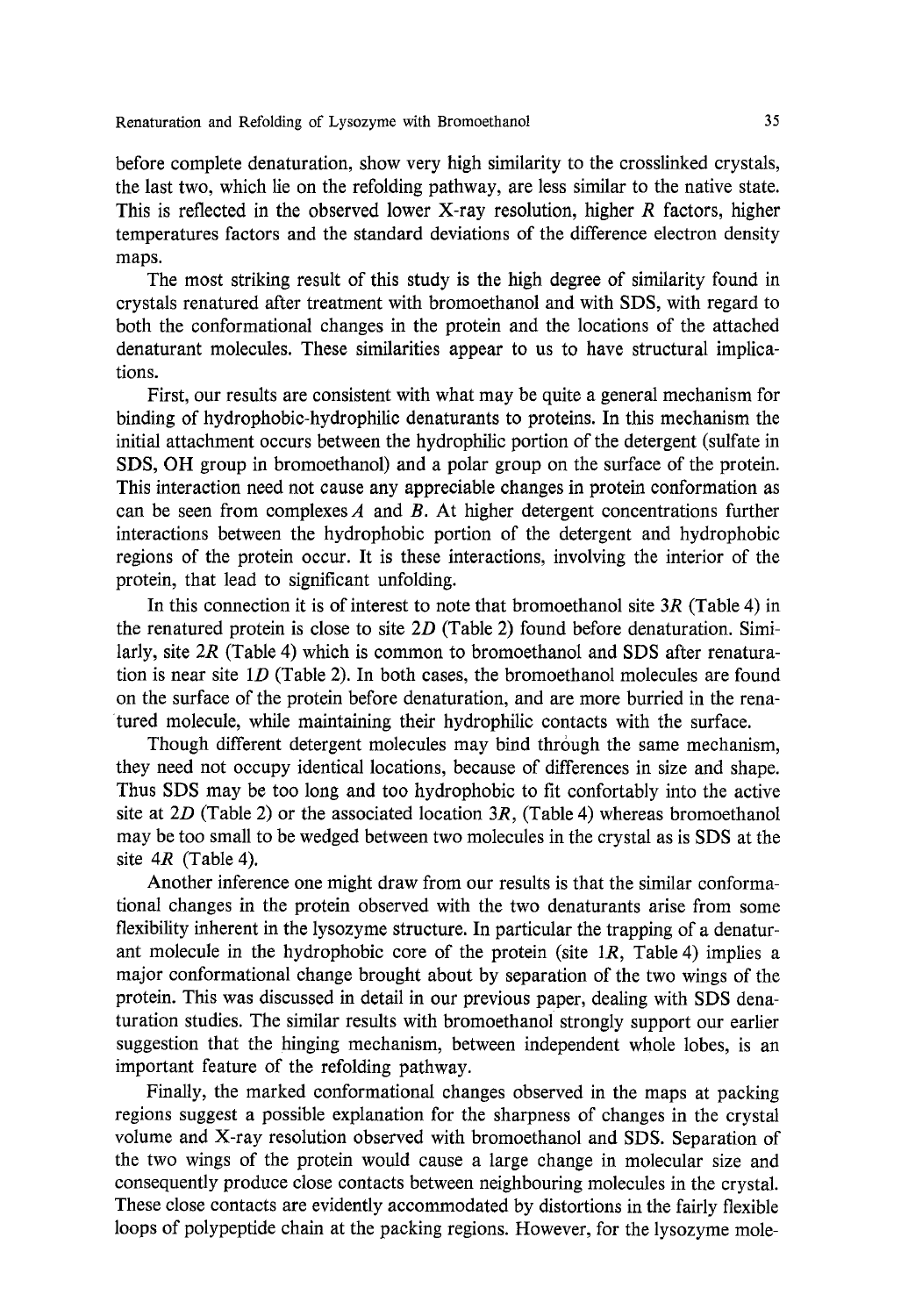before complete denaturation, show very high similarity to the crosslinked crystals, the last two, which lie on the refolding pathway, are less similar to the native state. This is reflected in the observed lower X-ray resolution, higher *R* factors, higher temperatures factors and the standard deviations of the difference electron density maps.

The most striking result of this study is the high degree of similarity found in crystals renatured after treatment with bromoethanol and with SDS, with regard to both the conformational changes in the protein and the locations of the attached denaturant molecules. These similarities appear to us to have structural implications.

First, our results are consistent with what may be quite a general mechanism for binding of hydrophobic-hydrophilic denaturants to proteins. In this mechanism the initial attachment occurs between the hydrophilic portion of the detergent (sulfate in SDS, OH group in bromoethanol) and a polar group on the surface of the protein. This interaction need not cause any appreciable changes in protein conformation as can be seen from complexes *A* and *B*. At higher detergent concentrations further interactions between the hydrophobic portion of the detergent and hydrophobic regions of the protein occur. It is these interactions, involving the interior of the protein, that lead to significant unfolding.

In this connection it is of interest to note that bromoethanol site 3*R* (Table 4) in the renatured protein is close to site 2*D* (Table 2) found before denaturation. Similarly, site 2*R* (Table 4) which is common to bromoethanol and SDS after renaturation is near site 1*D* (Table 2). In both cases, the bromoethanol molecules are found on the surface of the protein before denaturation, and are more burried in the renatured molecule, while maintaining their hydrophilic contacts with the surface.

Though different detergent molecules may bind through the same mechanism, they need not occupy identical locations, because of differences in size and shape. Thus SDS may be too long and too hydrophobic to fit confortably into the active site at 2*D* (Table 2) or the associated location 3*R*, (Table 4) whereas bromoethanol may be too small to be wedged between two molecules in the crystal as is SDS at the site 4*R* (Table 4).

Another inference one might draw from our results is that the similar conformational changes in the protein observed with the two denaturants arise from some flexibility inherent in the lysozyme structure. In particular the trapping of a denaturant molecule in the hydrophobic core of the protein (site 1*R*, Table 4) implies a major conformational change brought about by separation of the two wings of the protein. This was discussed in detail in our previous paper, dealing with SDS denaturation studies. The similar results with bromoethanol strongly support our earlier suggestion that the hinging mechanism, between independent whole lobes, is an important feature of the refolding pathway.

Finally, the marked conformational changes observed in the maps at packing regions suggest a possible explanation for the sharpness of changes in the crystal volume and X-ray resolution observed with bromoethanol and SDS. Separation of the two wings of the protein would cause a large change in molecular size and consequently produce close contacts between neighbouring molecules in the crystal. These close contacts are evidently accommodated by distortions in the fairly flexible loops of polypeptide chain at the packing regions. However, for the lysozyme mole-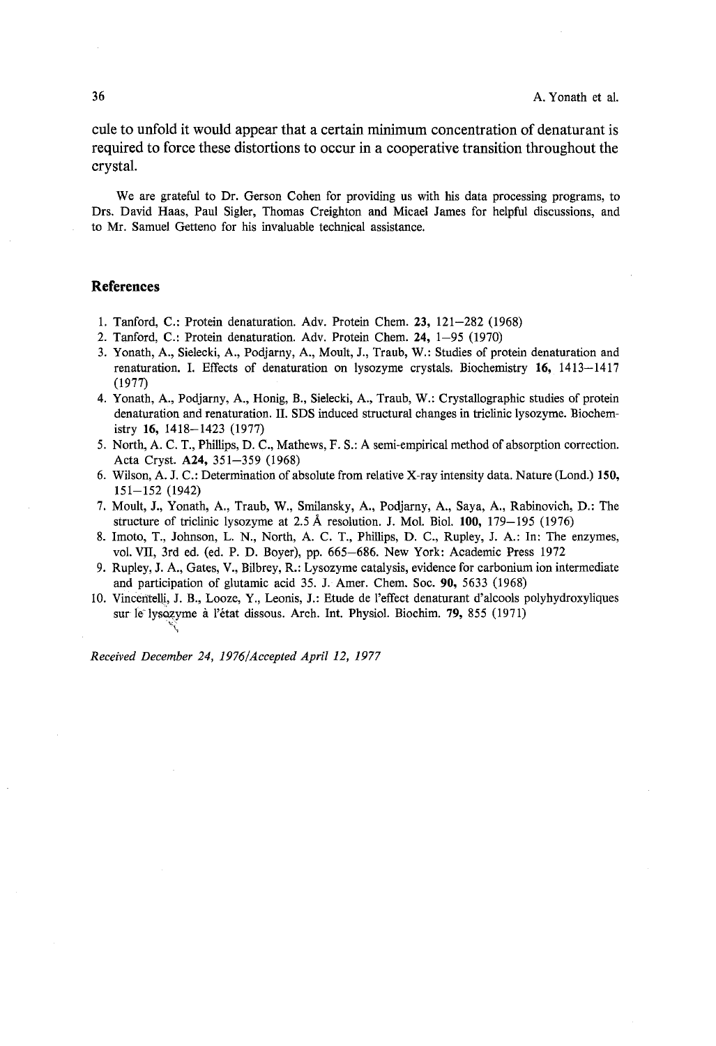cule to unfold it would appear that a certain minimum concentration of denaturant is required to force these distortions to occur in a cooperative transition throughout the crystal.

We are grateful to Dr. Gerson Cohen for providing us with his data processing programs, to Drs. David Haas, Paul Sigler, Thomas Creighton and Micael James for helpful discussions, and to Mr. Samuel Getteno for his invaluable technical assistance.

## References

1. Tanford, C.: Protein denaturation. Adv. Protein Chem. **23**, 121–282 (1968)
2. Tanford, C.: Protein denaturation. Adv. Protein Chem. **24**, 1–95 (1970)
3. Yonath, A., Sielecki, A., Podjarny, A., Moult, J., Traub, W.: Studies of protein denaturation and renaturation. I. Effects of denaturation on lysozyme crystals. Biochemistry **16**, 1413–1417 (1977)
4. Yonath, A., Podjarny, A., Honig, B., Sielecki, A., Traub, W.: Crystallographic studies of protein denaturation and renaturation. II. SDS induced structural changes in triclinic lysozyme. Biochemistry **16**, 1418–1423 (1977)
5. North, A. C. T., Phillips, D. C., Mathews, F. S.: A semi-empirical method of absorption correction. Acta Cryst. **A24**, 351–359 (1968)
6. Wilson, A. J. C.: Determination of absolute from relative X-ray intensity data. Nature (Lond.) **150**, 151–152 (1942)
7. Moult, J., Yonath, A., Traub, W., Smilansky, A., Podjarny, A., Saya, A., Rabinovich, D.: The structure of triclinic lysozyme at 2.5 Å resolution. J. Mol. Biol. **100**, 179–195 (1976)
8. Imoto, T., Johnson, L. N., North, A. C. T., Phillips, D. C., Rupley, J. A.: In: The enzymes, vol. VII, 3rd ed. (ed. P. D. Boyer), pp. 665–686. New York: Academic Press 1972
9. Rupley, J. A., Gates, V., Bilbrey, R.: Lysozyme catalysis, evidence for carbonium ion intermediate and participation of glutamic acid 35. J. Amer. Chem. Soc. **90**, 5633 (1968)
10. Vincentelli, J. B., Looze, Y., Leonis, J.: Etude de l'effect denaturant d'alcools polyhydroxyliques sur le lysozyme à l'état dissous. Arch. Int. Physiol. Biochim. **79**, 855 (1971)

*Received December 24, 1976/Accepted April 12, 1977*